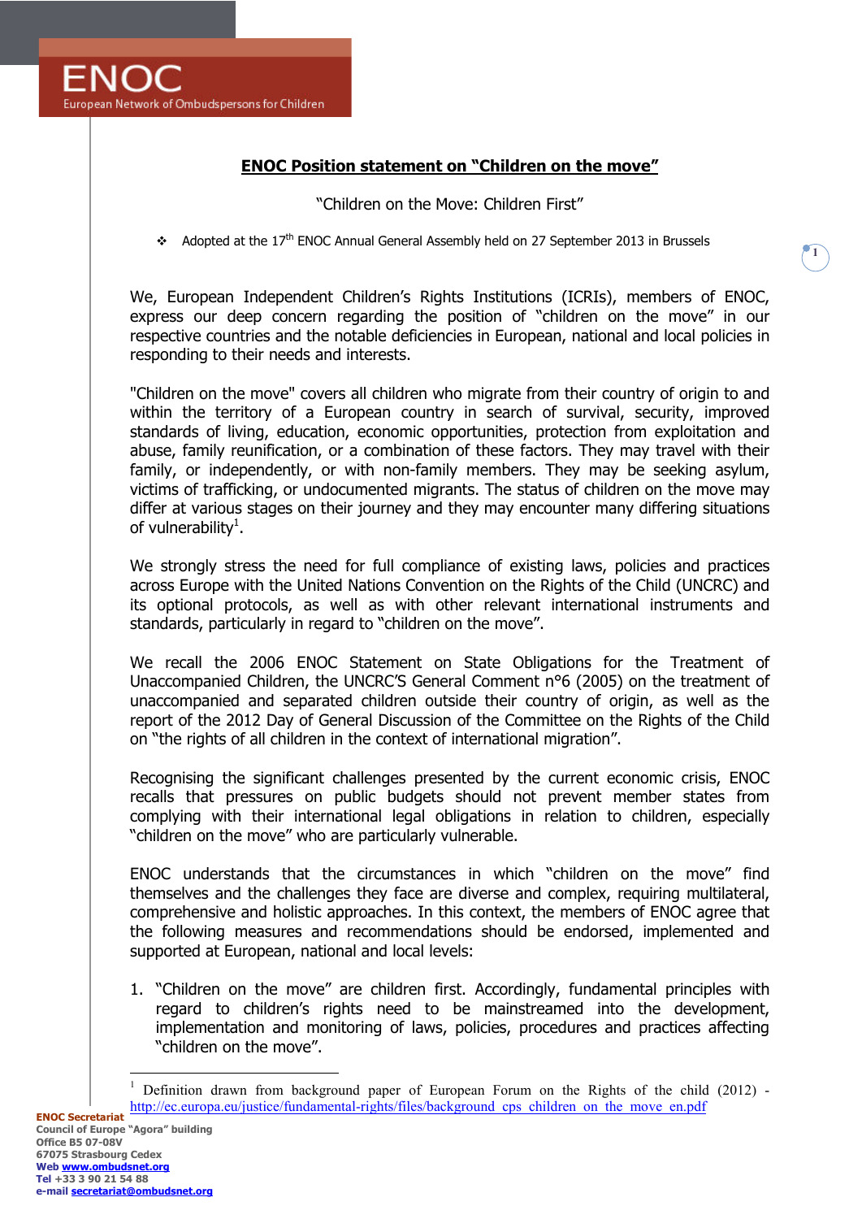ENOC

European Network of Ombudspersons for Children

# ENOC Position statement on "Children on the move"

"Children on the Move: Children First"

- Adopted at the 17th ENOC Annual General Assembly held on 27 September 2013 in Brussels

We, European Independent Children's Rights Institutions (ICRIs), members of ENOC, express our deep concern regarding the position of "children on the move" in our respective countries and the notable deficiencies in European, national and local policies in responding to their needs and interests.

"Children on the move" covers all children who migrate from their country of origin to and within the territory of a European country in search of survival, security, improved standards of living, education, economic opportunities, protection from exploitation and abuse, family reunification, or a combination of these factors. They may travel with their family, or independently, or with non-family members. They may be seeking asylum, victims of trafficking, or undocumented migrants. The status of children on the move may differ at various stages on their journey and they may encounter many differing situations of vulnerability[1].

We strongly stress the need for full compliance of existing laws, policies and practices across Europe with the United Nations Convention on the Rights of the Child (UNCRC) and its optional protocols, as well as with other relevant international instruments and standards, particularly in regard to "children on the move".

We recall the 2006 ENOC Statement on State Obligations for the Treatment of Unaccompanied Children, the UNCRC'S General Comment n°6 (2005) on the treatment of unaccompanied and separated children outside their country of origin, as well as the report of the 2012 Day of General Discussion of the Committee on the Rights of the Child on "the rights of all children in the context of international migration".

Recognising the significant challenges presented by the current economic crisis, ENOC recalls that pressures on public budgets should not prevent member states from complying with their international legal obligations in relation to children, especially "children on the move" who are particularly vulnerable.

ENOC understands that the circumstances in which "children on the move" find themselves and the challenges they face are diverse and complex, requiring multilateral, comprehensive and holistic approaches. In this context, the members of ENOC agree that the following measures and recommendations should be endorsed, implemented and supported at European, national and local levels:

1. "Children on the move" are children first. Accordingly, fundamental principles with regard to children's rights need to be mainstreamed into the development, implementation and monitoring of laws, policies, procedures and practices affecting "children on the move".

---

[1] Definition drawn from background paper of European Forum on the Rights of the child (2012) - http://ec.europa.eu/justice/fundamental-rights/files/background_cps_children_on_the_move_en.pdf

**ENOC Secretariat**
Council of Europe "Agora" building
Office B5 07-08V
67075 Strasbourg Cedex
Web www.ombudsnet.org
Tel +33 3 90 21 54 88
e-mail secretariat@ombudsnet.org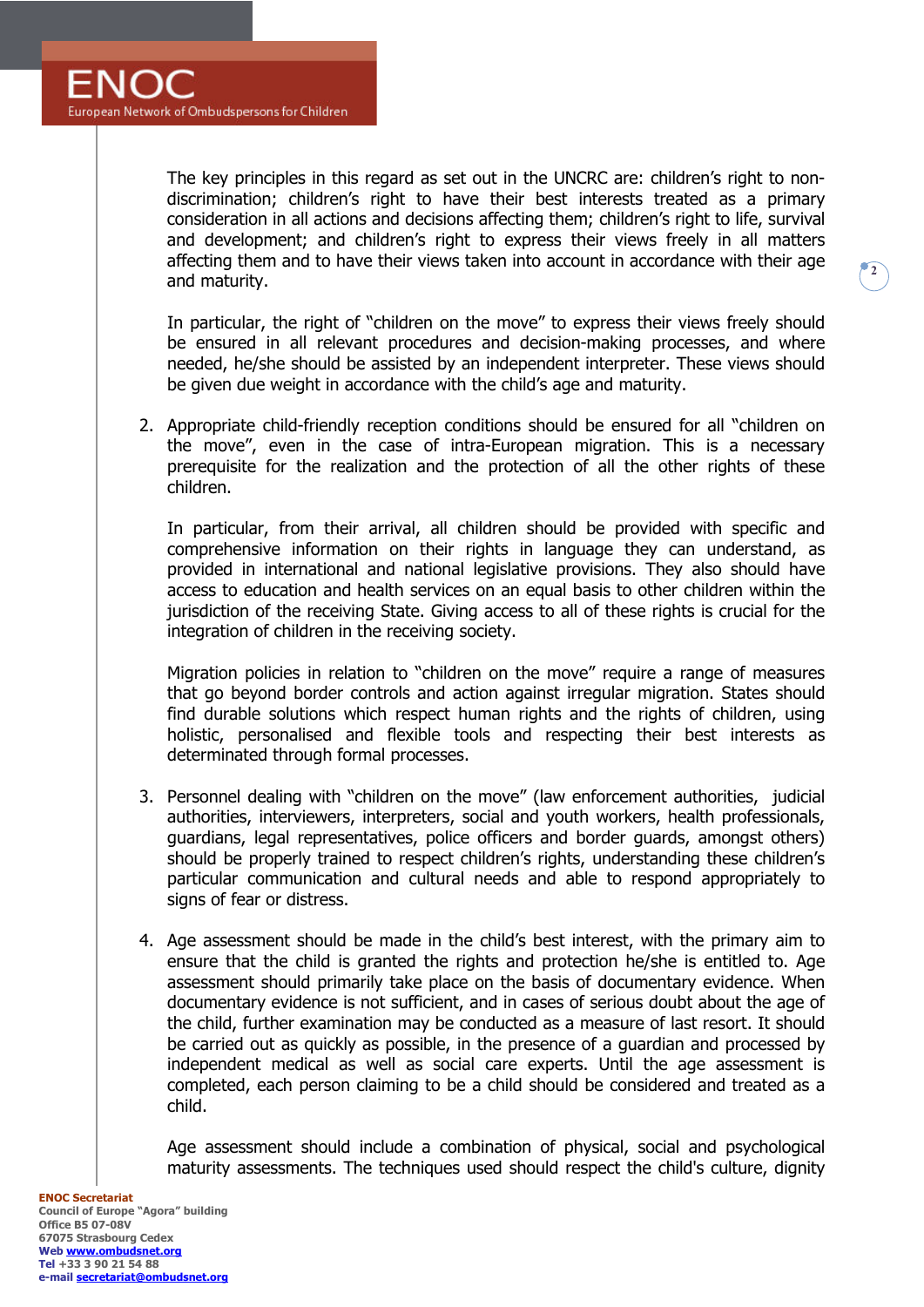The key principles in this regard as set out in the UNCRC are: children's right to non-discrimination; children's right to have their best interests treated as a primary consideration in all actions and decisions affecting them; children's right to life, survival and development; and children's right to express their views freely in all matters affecting them and to have their views taken into account in accordance with their age and maturity.

In particular, the right of "children on the move" to express their views freely should be ensured in all relevant procedures and decision-making processes, and where needed, he/she should be assisted by an independent interpreter. These views should be given due weight in accordance with the child's age and maturity.

2. Appropriate child-friendly reception conditions should be ensured for all "children on the move", even in the case of intra-European migration. This is a necessary prerequisite for the realization and the protection of all the other rights of these children.

   In particular, from their arrival, all children should be provided with specific and comprehensive information on their rights in language they can understand, as provided in international and national legislative provisions. They also should have access to education and health services on an equal basis to other children within the jurisdiction of the receiving State. Giving access to all of these rights is crucial for the integration of children in the receiving society.

   Migration policies in relation to "children on the move" require a range of measures that go beyond border controls and action against irregular migration. States should find durable solutions which respect human rights and the rights of children, using holistic, personalised and flexible tools and respecting their best interests as determinated through formal processes.

3. Personnel dealing with "children on the move" (law enforcement authorities, judicial authorities, interviewers, interpreters, social and youth workers, health professionals, guardians, legal representatives, police officers and border guards, amongst others) should be properly trained to respect children's rights, understanding these children's particular communication and cultural needs and able to respond appropriately to signs of fear or distress.

4. Age assessment should be made in the child's best interest, with the primary aim to ensure that the child is granted the rights and protection he/she is entitled to. Age assessment should primarily take place on the basis of documentary evidence. When documentary evidence is not sufficient, and in cases of serious doubt about the age of the child, further examination may be conducted as a measure of last resort. It should be carried out as quickly as possible, in the presence of a guardian and processed by independent medical as well as social care experts. Until the age assessment is completed, each person claiming to be a child should be considered and treated as a child.

   Age assessment should include a combination of physical, social and psychological maturity assessments. The techniques used should respect the child's culture, dignity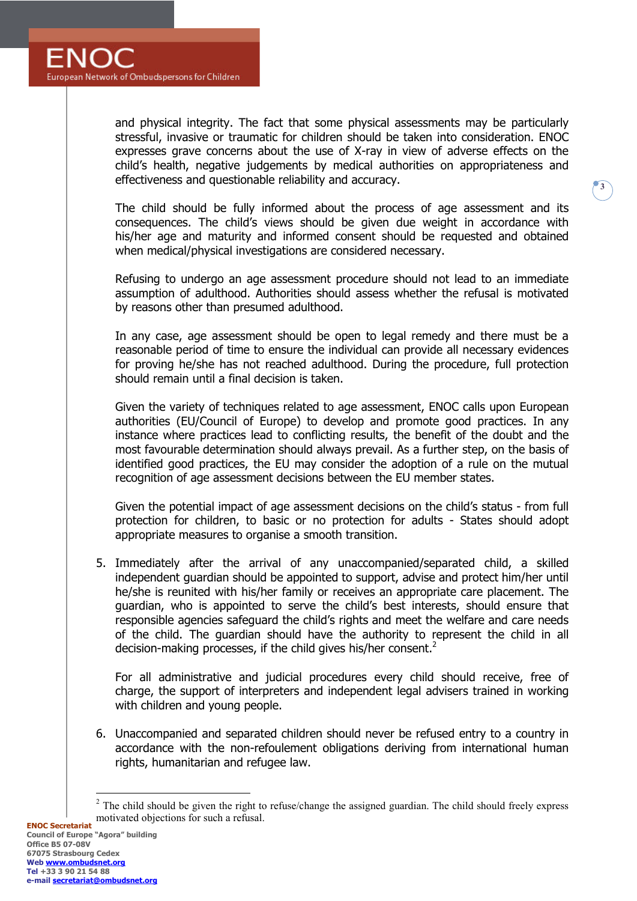and physical integrity. The fact that some physical assessments may be particularly stressful, invasive or traumatic for children should be taken into consideration. ENOC expresses grave concerns about the use of X-ray in view of adverse effects on the child's health, negative judgements by medical authorities on appropriateness and effectiveness and questionable reliability and accuracy.

The child should be fully informed about the process of age assessment and its consequences. The child's views should be given due weight in accordance with his/her age and maturity and informed consent should be requested and obtained when medical/physical investigations are considered necessary.

Refusing to undergo an age assessment procedure should not lead to an immediate assumption of adulthood. Authorities should assess whether the refusal is motivated by reasons other than presumed adulthood.

In any case, age assessment should be open to legal remedy and there must be a reasonable period of time to ensure the individual can provide all necessary evidences for proving he/she has not reached adulthood. During the procedure, full protection should remain until a final decision is taken.

Given the variety of techniques related to age assessment, ENOC calls upon European authorities (EU/Council of Europe) to develop and promote good practices. In any instance where practices lead to conflicting results, the benefit of the doubt and the most favourable determination should always prevail. As a further step, on the basis of identified good practices, the EU may consider the adoption of a rule on the mutual recognition of age assessment decisions between the EU member states.

Given the potential impact of age assessment decisions on the child's status - from full protection for children, to basic or no protection for adults - States should adopt appropriate measures to organise a smooth transition.

5. Immediately after the arrival of any unaccompanied/separated child, a skilled independent guardian should be appointed to support, advise and protect him/her until he/she is reunited with his/her family or receives an appropriate care placement. The guardian, who is appointed to serve the child's best interests, should ensure that responsible agencies safeguard the child's rights and meet the welfare and care needs of the child. The guardian should have the authority to represent the child in all decision-making processes, if the child gives his/her consent.[2]

   For all administrative and judicial procedures every child should receive, free of charge, the support of interpreters and independent legal advisers trained in working with children and young people.

6. Unaccompanied and separated children should never be refused entry to a country in accordance with the non-refoulement obligations deriving from international human rights, humanitarian and refugee law.

---

[2] The child should be given the right to refuse/change the assigned guardian. The child should freely express motivated objections for such a refusal.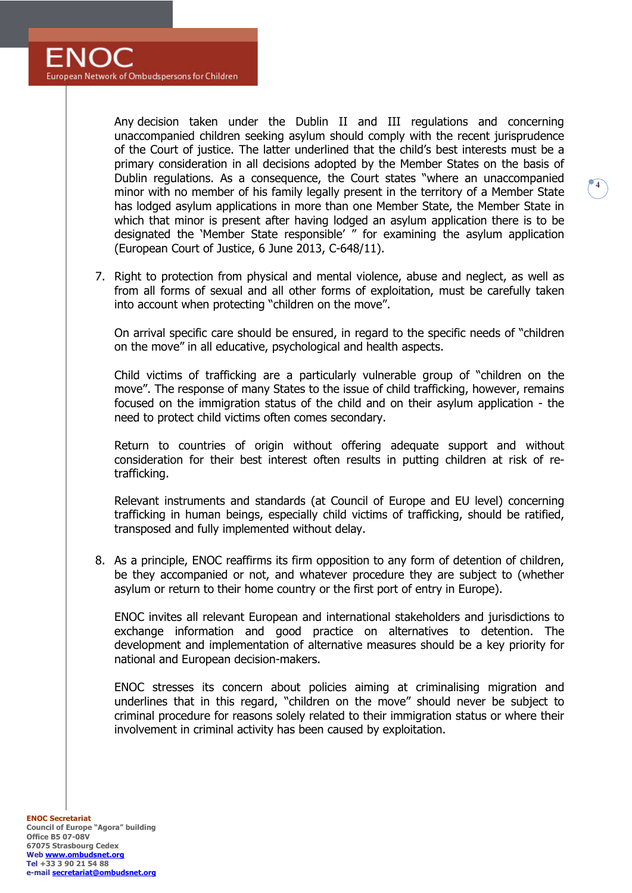Any decision taken under the Dublin II and III regulations and concerning unaccompanied children seeking asylum should comply with the recent jurisprudence of the Court of justice. The latter underlined that the child's best interests must be a primary consideration in all decisions adopted by the Member States on the basis of Dublin regulations. As a consequence, the Court states "where an unaccompanied minor with no member of his family legally present in the territory of a Member State has lodged asylum applications in more than one Member State, the Member State in which that minor is present after having lodged an asylum application there is to be designated the 'Member State responsible' " for examining the asylum application (European Court of Justice, 6 June 2013, C-648/11).

7. Right to protection from physical and mental violence, abuse and neglect, as well as from all forms of sexual and all other forms of exploitation, must be carefully taken into account when protecting "children on the move".

   On arrival specific care should be ensured, in regard to the specific needs of "children on the move" in all educative, psychological and health aspects.

   Child victims of trafficking are a particularly vulnerable group of "children on the move". The response of many States to the issue of child trafficking, however, remains focused on the immigration status of the child and on their asylum application - the need to protect child victims often comes secondary.

   Return to countries of origin without offering adequate support and without consideration for their best interest often results in putting children at risk of re-trafficking.

   Relevant instruments and standards (at Council of Europe and EU level) concerning trafficking in human beings, especially child victims of trafficking, should be ratified, transposed and fully implemented without delay.

8. As a principle, ENOC reaffirms its firm opposition to any form of detention of children, be they accompanied or not, and whatever procedure they are subject to (whether asylum or return to their home country or the first port of entry in Europe).

   ENOC invites all relevant European and international stakeholders and jurisdictions to exchange information and good practice on alternatives to detention. The development and implementation of alternative measures should be a key priority for national and European decision-makers.

   ENOC stresses its concern about policies aiming at criminalising migration and underlines that in this regard, "children on the move" should never be subject to criminal procedure for reasons solely related to their immigration status or where their involvement in criminal activity has been caused by exploitation.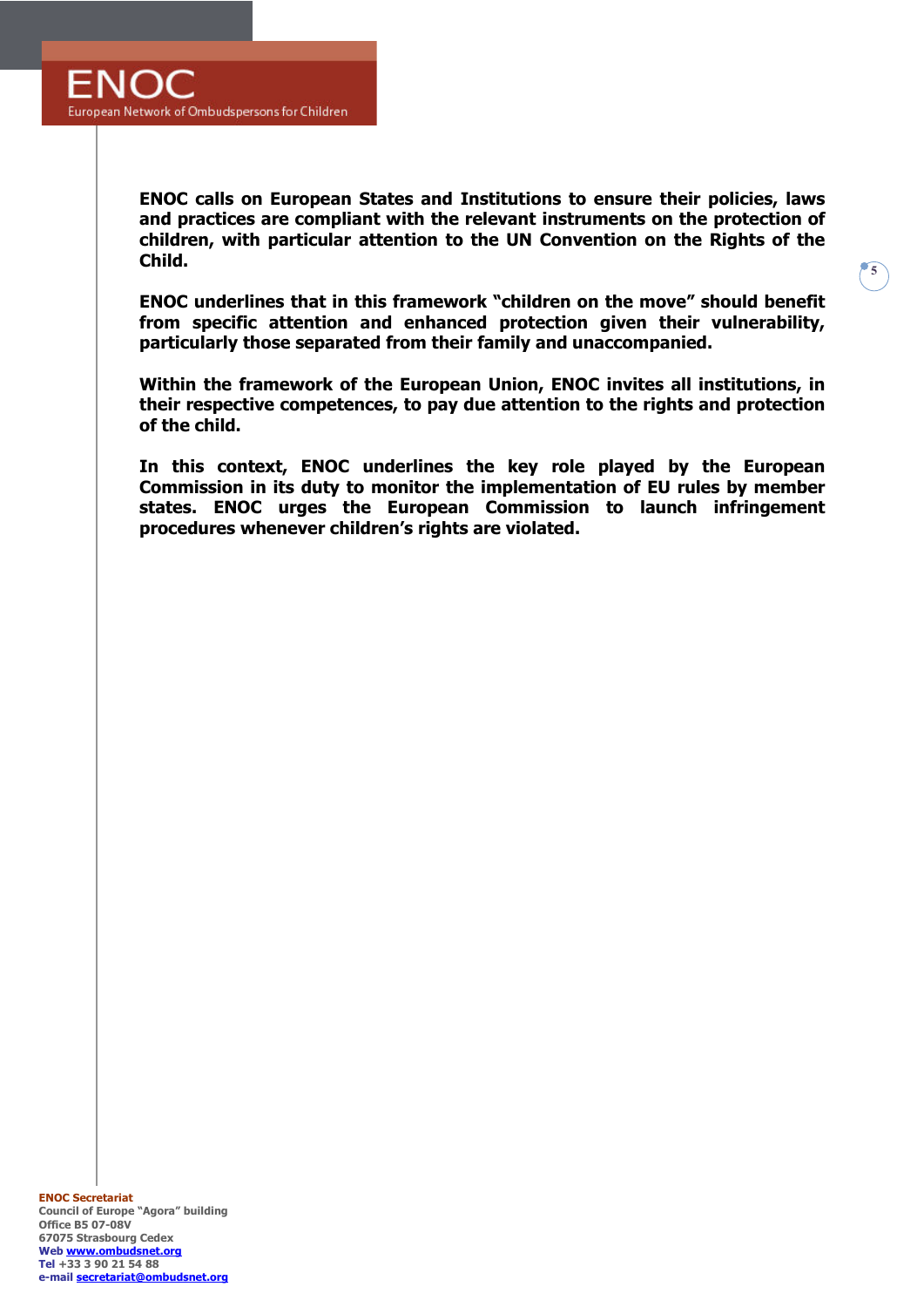**ENOC calls on European States and Institutions to ensure their policies, laws and practices are compliant with the relevant instruments on the protection of children, with particular attention to the UN Convention on the Rights of the Child.**

**ENOC underlines that in this framework "children on the move" should benefit from specific attention and enhanced protection given their vulnerability, particularly those separated from their family and unaccompanied.**

**Within the framework of the European Union, ENOC invites all institutions, in their respective competences, to pay due attention to the rights and protection of the child.**

**In this context, ENOC underlines the key role played by the European Commission in its duty to monitor the implementation of EU rules by member states. ENOC urges the European Commission to launch infringement procedures whenever children's rights are violated.**

**ENOC Secretariat**
Council of Europe "Agora" building
Office B5 07-08V
67075 Strasbourg Cedex
Web www.ombudsnet.org
Tel +33 3 90 21 54 88
e-mail secretariat@ombudsnet.org